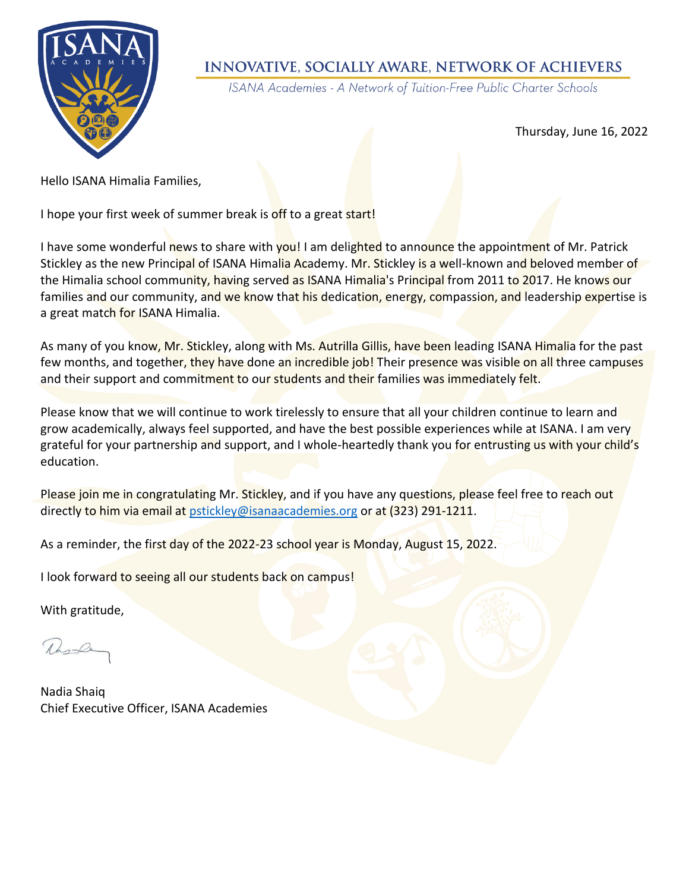**INNOVATIVE, SOCIALLY AWARE, NETWORK OF ACHIEVERS**

*ISANA Academies - A Network of Tuition-Free Public Charter Schools*

Thursday, June 16, 2022

Hello ISANA Himalia Families,

I hope your first week of summer break is off to a great start!

I have some wonderful news to share with you! I am delighted to announce the appointment of Mr. Patrick Stickley as the new Principal of ISANA Himalia Academy. Mr. Stickley is a well-known and beloved member of the Himalia school community, having served as ISANA Himalia's Principal from 2011 to 2017. He knows our families and our community, and we know that his dedication, energy, compassion, and leadership expertise is a great match for ISANA Himalia.

As many of you know, Mr. Stickley, along with Ms. Autrilla Gillis, have been leading ISANA Himalia for the past few months, and together, they have done an incredible job! Their presence was visible on all three campuses and their support and commitment to our students and their families was immediately felt.

Please know that we will continue to work tirelessly to ensure that all your children continue to learn and grow academically, always feel supported, and have the best possible experiences while at ISANA. I am very grateful for your partnership and support, and I whole-heartedly thank you for entrusting us with your child's education.

Please join me in congratulating Mr. Stickley, and if you have any questions, please feel free to reach out directly to him via email at pstickley@isanaacademies.org or at (323) 291-1211.

As a reminder, the first day of the 2022-23 school year is Monday, August 15, 2022.

I look forward to seeing all our students back on campus!

With gratitude,

Nadia Shaiq
Chief Executive Officer, ISANA Academies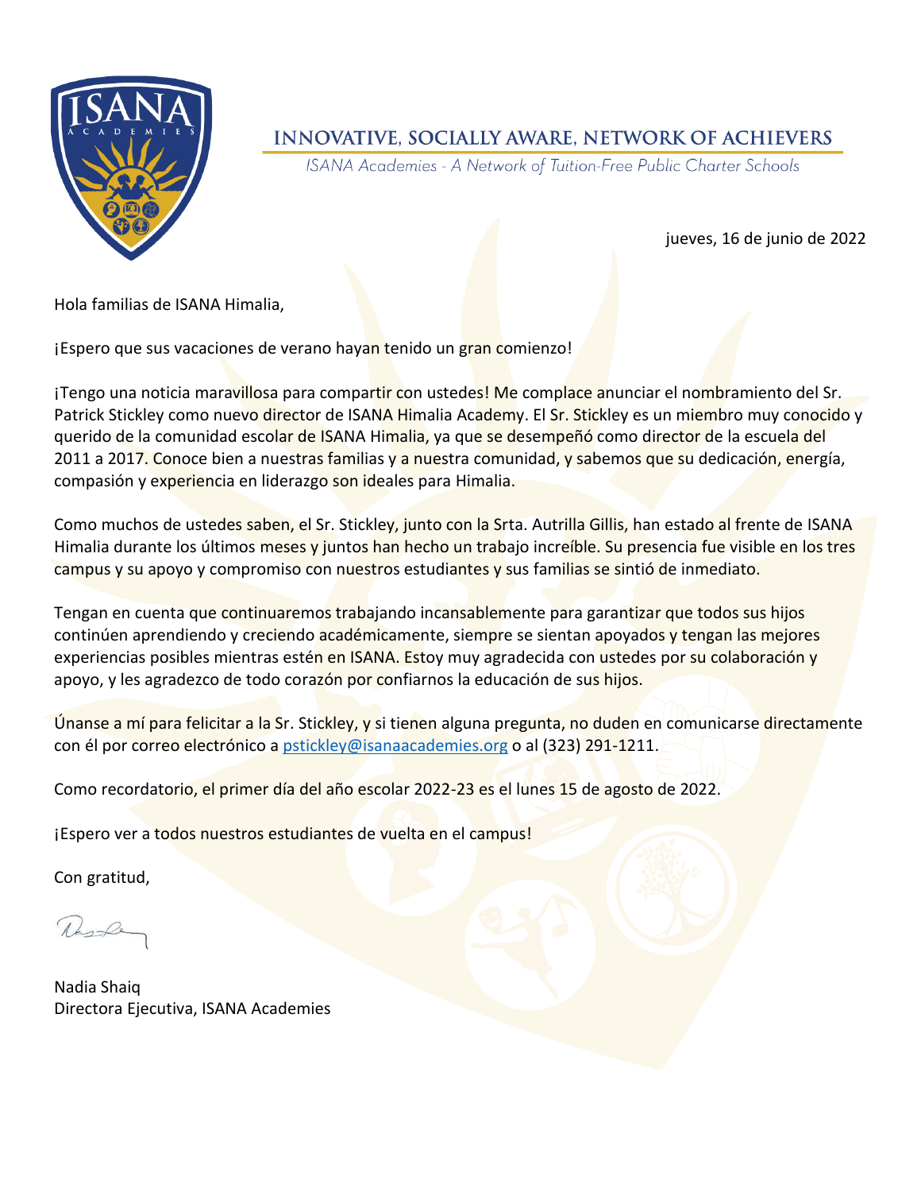INNOVATIVE, SOCIALLY AWARE, NETWORK OF ACHIEVERS

*ISANA Academies - A Network of Tuition-Free Public Charter Schools*

jueves, 16 de junio de 2022

Hola familias de ISANA Himalia,

¡Espero que sus vacaciones de verano hayan tenido un gran comienzo!

¡Tengo una noticia maravillosa para compartir con ustedes! Me complace anunciar el nombramiento del Sr. Patrick Stickley como nuevo director de ISANA Himalia Academy. El Sr. Stickley es un miembro muy conocido y querido de la comunidad escolar de ISANA Himalia, ya que se desempeñó como director de la escuela del 2011 a 2017. Conoce bien a nuestras familias y a nuestra comunidad, y sabemos que su dedicación, energía, compasión y experiencia en liderazgo son ideales para Himalia.

Como muchos de ustedes saben, el Sr. Stickley, junto con la Srta. Autrilla Gillis, han estado al frente de ISANA Himalia durante los últimos meses y juntos han hecho un trabajo increíble. Su presencia fue visible en los tres campus y su apoyo y compromiso con nuestros estudiantes y sus familias se sintió de inmediato.

Tengan en cuenta que continuaremos trabajando incansablemente para garantizar que todos sus hijos continúen aprendiendo y creciendo académicamente, siempre se sientan apoyados y tengan las mejores experiencias posibles mientras estén en ISANA. Estoy muy agradecida con ustedes por su colaboración y apoyo, y les agradezco de todo corazón por confiarnos la educación de sus hijos.

Únanse a mí para felicitar a la Sr. Stickley, y si tienen alguna pregunta, no duden en comunicarse directamente con él por correo electrónico a pstickley@isanaacademies.org o al (323) 291-1211.

Como recordatorio, el primer día del año escolar 2022-23 es el lunes 15 de agosto de 2022.

¡Espero ver a todos nuestros estudiantes de vuelta en el campus!

Con gratitud,

Nadia Shaiq
Directora Ejecutiva, ISANA Academies